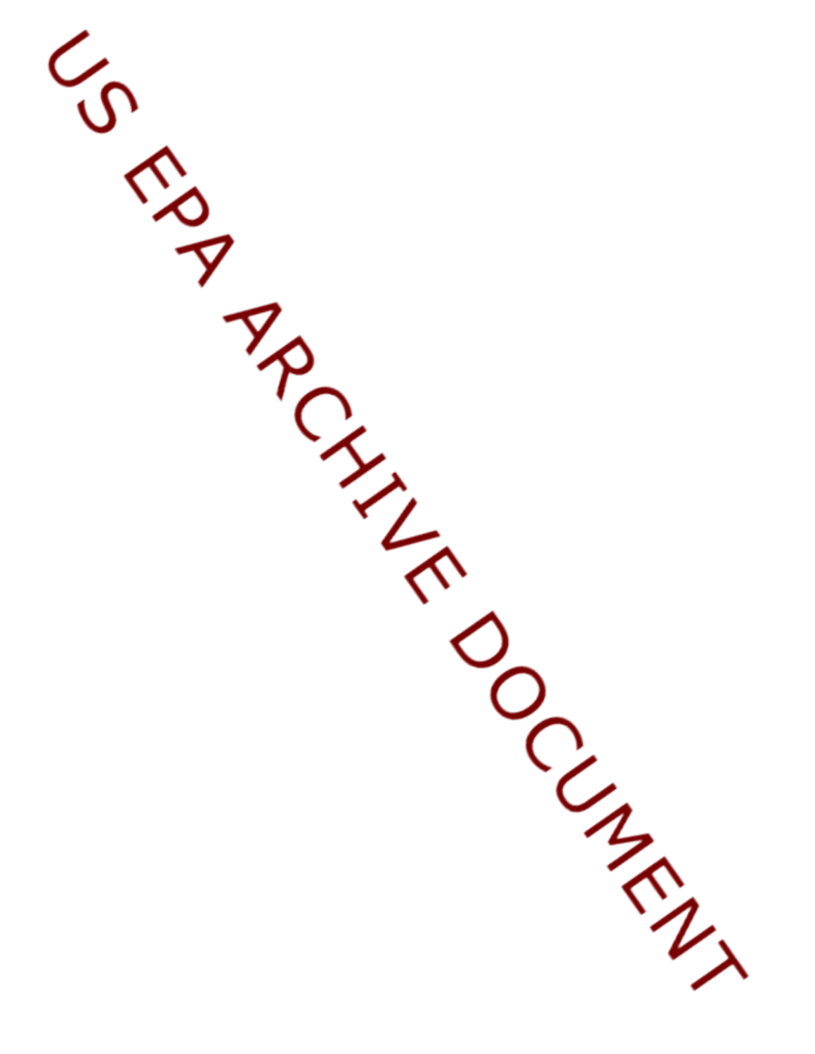US EPA ARCHIVE DOCUMENT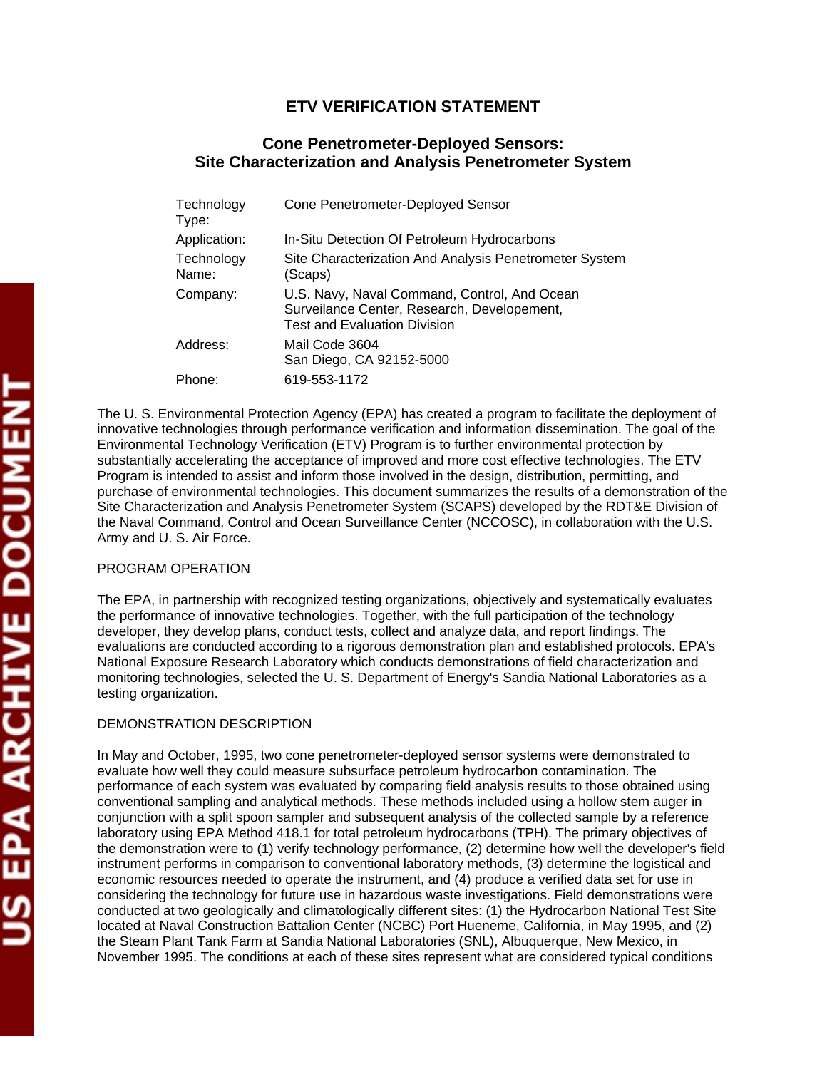# ETV VERIFICATION STATEMENT

## Cone Penetrometer-Deployed Sensors: Site Characterization and Analysis Penetrometer System

| | |
|---|---|
| Technology Type: | Cone Penetrometer-Deployed Sensor |
| Application: | In-Situ Detection Of Petroleum Hydrocarbons |
| Technology Name: | Site Characterization And Analysis Penetrometer System (Scaps) |
| Company: | U.S. Navy, Naval Command, Control, And Ocean Surveilance Center, Research, Developement, Test and Evaluation Division |
| Address: | Mail Code 3604<br>San Diego, CA 92152-5000 |
| Phone: | 619-553-1172 |

The U. S. Environmental Protection Agency (EPA) has created a program to facilitate the deployment of innovative technologies through performance verification and information dissemination. The goal of the Environmental Technology Verification (ETV) Program is to further environmental protection by substantially accelerating the acceptance of improved and more cost effective technologies. The ETV Program is intended to assist and inform those involved in the design, distribution, permitting, and purchase of environmental technologies. This document summarizes the results of a demonstration of the Site Characterization and Analysis Penetrometer System (SCAPS) developed by the RDT&E Division of the Naval Command, Control and Ocean Surveillance Center (NCCOSC), in collaboration with the U.S. Army and U. S. Air Force.

PROGRAM OPERATION

The EPA, in partnership with recognized testing organizations, objectively and systematically evaluates the performance of innovative technologies. Together, with the full participation of the technology developer, they develop plans, conduct tests, collect and analyze data, and report findings. The evaluations are conducted according to a rigorous demonstration plan and established protocols. EPA's National Exposure Research Laboratory which conducts demonstrations of field characterization and monitoring technologies, selected the U. S. Department of Energy's Sandia National Laboratories as a testing organization.

DEMONSTRATION DESCRIPTION

In May and October, 1995, two cone penetrometer-deployed sensor systems were demonstrated to evaluate how well they could measure subsurface petroleum hydrocarbon contamination. The performance of each system was evaluated by comparing field analysis results to those obtained using conventional sampling and analytical methods. These methods included using a hollow stem auger in conjunction with a split spoon sampler and subsequent analysis of the collected sample by a reference laboratory using EPA Method 418.1 for total petroleum hydrocarbons (TPH). The primary objectives of the demonstration were to (1) verify technology performance, (2) determine how well the developer's field instrument performs in comparison to conventional laboratory methods, (3) determine the logistical and economic resources needed to operate the instrument, and (4) produce a verified data set for use in considering the technology for future use in hazardous waste investigations. Field demonstrations were conducted at two geologically and climatologically different sites: (1) the Hydrocarbon National Test Site located at Naval Construction Battalion Center (NCBC) Port Hueneme, California, in May 1995, and (2) the Steam Plant Tank Farm at Sandia National Laboratories (SNL), Albuquerque, New Mexico, in November 1995. The conditions at each of these sites represent what are considered typical conditions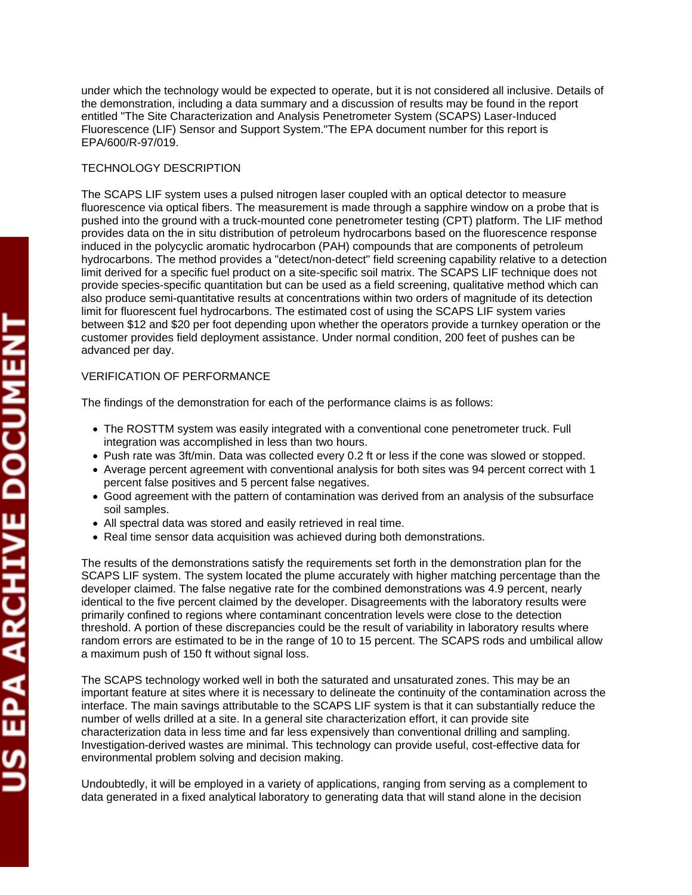under which the technology would be expected to operate, but it is not considered all inclusive. Details of the demonstration, including a data summary and a discussion of results may be found in the report entitled "The Site Characterization and Analysis Penetrometer System (SCAPS) Laser-Induced Fluorescence (LIF) Sensor and Support System."The EPA document number for this report is EPA/600/R-97/019.

## TECHNOLOGY DESCRIPTION

The SCAPS LIF system uses a pulsed nitrogen laser coupled with an optical detector to measure fluorescence via optical fibers. The measurement is made through a sapphire window on a probe that is pushed into the ground with a truck-mounted cone penetrometer testing (CPT) platform. The LIF method provides data on the in situ distribution of petroleum hydrocarbons based on the fluorescence response induced in the polycyclic aromatic hydrocarbon (PAH) compounds that are components of petroleum hydrocarbons. The method provides a "detect/non-detect" field screening capability relative to a detection limit derived for a specific fuel product on a site-specific soil matrix. The SCAPS LIF technique does not provide species-specific quantitation but can be used as a field screening, qualitative method which can also produce semi-quantitative results at concentrations within two orders of magnitude of its detection limit for fluorescent fuel hydrocarbons. The estimated cost of using the SCAPS LIF system varies between $12 and $20 per foot depending upon whether the operators provide a turnkey operation or the customer provides field deployment assistance. Under normal condition, 200 feet of pushes can be advanced per day.

## VERIFICATION OF PERFORMANCE

The findings of the demonstration for each of the performance claims is as follows:

- The ROSTTM system was easily integrated with a conventional cone penetrometer truck. Full integration was accomplished in less than two hours.
- Push rate was 3ft/min. Data was collected every 0.2 ft or less if the cone was slowed or stopped.
- Average percent agreement with conventional analysis for both sites was 94 percent correct with 1 percent false positives and 5 percent false negatives.
- Good agreement with the pattern of contamination was derived from an analysis of the subsurface soil samples.
- All spectral data was stored and easily retrieved in real time.
- Real time sensor data acquisition was achieved during both demonstrations.

The results of the demonstrations satisfy the requirements set forth in the demonstration plan for the SCAPS LIF system. The system located the plume accurately with higher matching percentage than the developer claimed. The false negative rate for the combined demonstrations was 4.9 percent, nearly identical to the five percent claimed by the developer. Disagreements with the laboratory results were primarily confined to regions where contaminant concentration levels were close to the detection threshold. A portion of these discrepancies could be the result of variability in laboratory results where random errors are estimated to be in the range of 10 to 15 percent. The SCAPS rods and umbilical allow a maximum push of 150 ft without signal loss.

The SCAPS technology worked well in both the saturated and unsaturated zones. This may be an important feature at sites where it is necessary to delineate the continuity of the contamination across the interface. The main savings attributable to the SCAPS LIF system is that it can substantially reduce the number of wells drilled at a site. In a general site characterization effort, it can provide site characterization data in less time and far less expensively than conventional drilling and sampling. Investigation-derived wastes are minimal. This technology can provide useful, cost-effective data for environmental problem solving and decision making.

Undoubtedly, it will be employed in a variety of applications, ranging from serving as a complement to data generated in a fixed analytical laboratory to generating data that will stand alone in the decision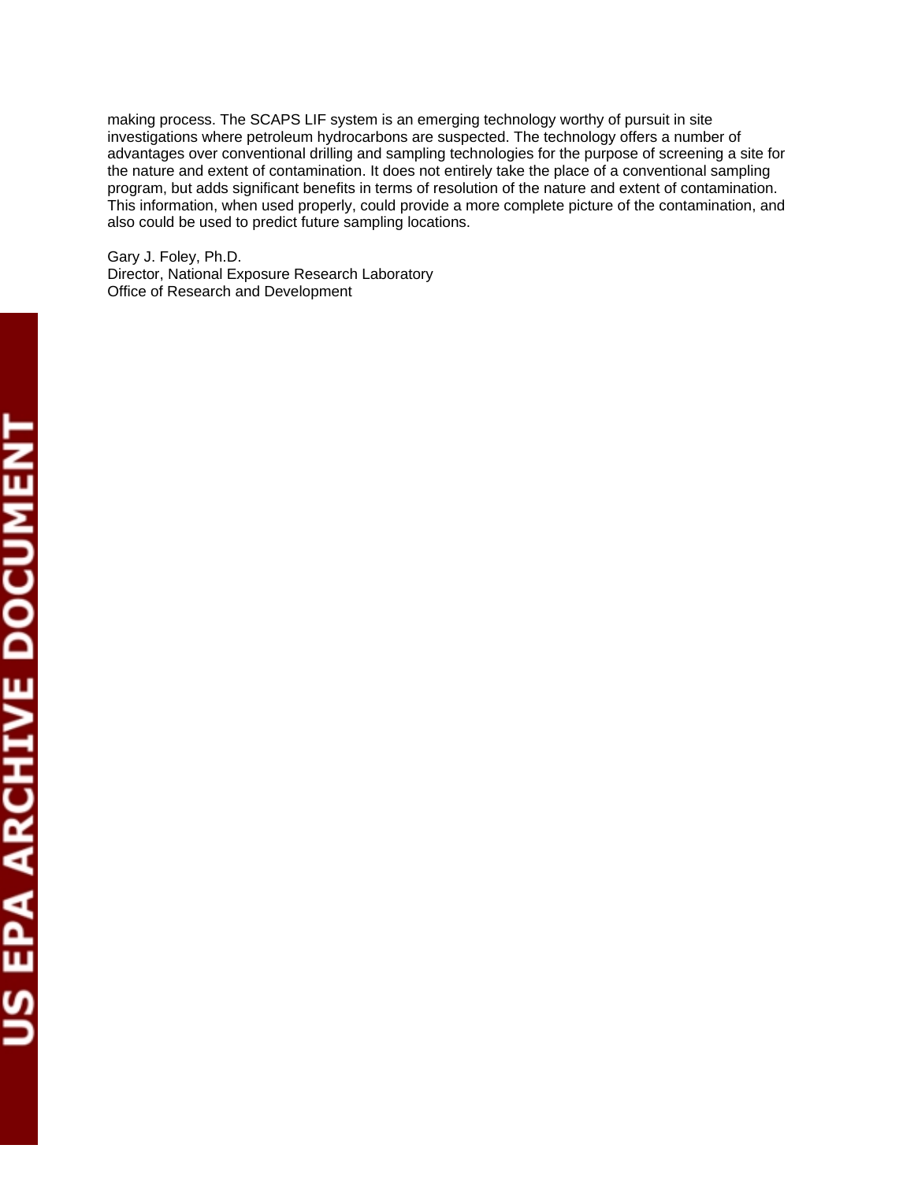making process. The SCAPS LIF system is an emerging technology worthy of pursuit in site investigations where petroleum hydrocarbons are suspected. The technology offers a number of advantages over conventional drilling and sampling technologies for the purpose of screening a site for the nature and extent of contamination. It does not entirely take the place of a conventional sampling program, but adds significant benefits in terms of resolution of the nature and extent of contamination. This information, when used properly, could provide a more complete picture of the contamination, and also could be used to predict future sampling locations.

Gary J. Foley, Ph.D.
Director, National Exposure Research Laboratory
Office of Research and Development